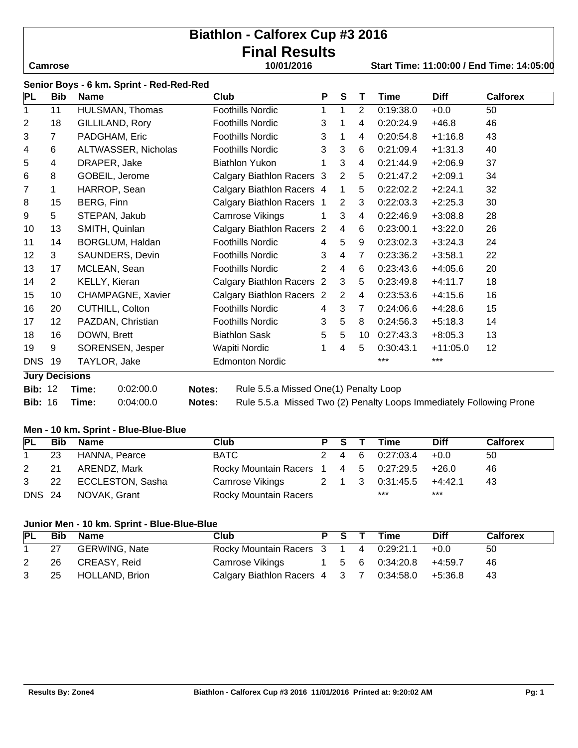# Biathlon - Calforex Cup #3 2016

# Final Results

**Camrose** | **10/01/2016** | **Start Time: 11:00:00 / End Time: 14:05:00**

### Senior Boys - 6 km. Sprint - Red-Red-Red

| PL | Bib | Name | Club | P | S | T | Time | Diff | Calforex |
|---|---|---|---|---|---|---|---|---|---|
| 1 | 11 | HULSMAN, Thomas | Foothills Nordic | 1 | 1 | 2 | 0:19:38.0 | +0.0 | 50 |
| 2 | 18 | GILLILAND, Rory | Foothills Nordic | 3 | 1 | 4 | 0:20:24.9 | +46.8 | 46 |
| 3 | 7 | PADGHAM, Eric | Foothills Nordic | 3 | 1 | 4 | 0:20:54.8 | +1:16.8 | 43 |
| 4 | 6 | ALTWASSER, Nicholas | Foothills Nordic | 3 | 3 | 6 | 0:21:09.4 | +1:31.3 | 40 |
| 5 | 4 | DRAPER, Jake | Biathlon Yukon | 1 | 3 | 4 | 0:21:44.9 | +2:06.9 | 37 |
| 6 | 8 | GOBEIL, Jerome | Calgary Biathlon Racers | 3 | 2 | 5 | 0:21:47.2 | +2:09.1 | 34 |
| 7 | 1 | HARROP, Sean | Calgary Biathlon Racers | 4 | 1 | 5 | 0:22:02.2 | +2:24.1 | 32 |
| 8 | 15 | BERG, Finn | Calgary Biathlon Racers | 1 | 2 | 3 | 0:22:03.3 | +2:25.3 | 30 |
| 9 | 5 | STEPAN, Jakub | Camrose Vikings | 1 | 3 | 4 | 0:22:46.9 | +3:08.8 | 28 |
| 10 | 13 | SMITH, Quinlan | Calgary Biathlon Racers | 2 | 4 | 6 | 0:23:00.1 | +3:22.0 | 26 |
| 11 | 14 | BORGLUM, Haldan | Foothills Nordic | 4 | 5 | 9 | 0:23:02.3 | +3:24.3 | 24 |
| 12 | 3 | SAUNDERS, Devin | Foothills Nordic | 3 | 4 | 7 | 0:23:36.2 | +3:58.1 | 22 |
| 13 | 17 | MCLEAN, Sean | Foothills Nordic | 2 | 4 | 6 | 0:23:43.6 | +4:05.6 | 20 |
| 14 | 2 | KELLY, Kieran | Calgary Biathlon Racers | 2 | 3 | 5 | 0:23:49.8 | +4:11.7 | 18 |
| 15 | 10 | CHAMPAGNE, Xavier | Calgary Biathlon Racers | 2 | 2 | 4 | 0:23:53.6 | +4:15.6 | 16 |
| 16 | 20 | CUTHILL, Colton | Foothills Nordic | 4 | 3 | 7 | 0:24:06.6 | +4:28.6 | 15 |
| 17 | 12 | PAZDAN, Christian | Foothills Nordic | 3 | 5 | 8 | 0:24:56.3 | +5:18.3 | 14 |
| 18 | 16 | DOWN, Brett | Biathlon Sask | 5 | 5 | 10 | 0:27:43.3 | +8:05.3 | 13 |
| 19 | 9 | SORENSEN, Jesper | Wapiti Nordic | 1 | 4 | 5 | 0:30:43.1 | +11:05.0 | 12 |
| DNS | 19 | TAYLOR, Jake | Edmonton Nordic | | | | *** | *** | |

**Jury Decisions**

**Bib:** 12 **Time:** 0:02:00.0 **Notes:** Rule 5.5.a Missed One(1) Penalty Loop

**Bib:** 16 **Time:** 0:04:00.0 **Notes:** Rule 5.5.a Missed Two (2) Penalty Loops Immediately Following Prone

### Men - 10 km. Sprint - Blue-Blue-Blue

| PL | Bib | Name | Club | P | S | T | Time | Diff | Calforex |
|---|---|---|---|---|---|---|---|---|---|
| 1 | 23 | HANNA, Pearce | BATC | 2 | 4 | 6 | 0:27:03.4 | +0.0 | 50 |
| 2 | 21 | ARENDZ, Mark | Rocky Mountain Racers | 1 | 4 | 5 | 0:27:29.5 | +26.0 | 46 |
| 3 | 22 | ECCLESTON, Sasha | Camrose Vikings | 2 | 1 | 3 | 0:31:45.5 | +4:42.1 | 43 |
| DNS | 24 | NOVAK, Grant | Rocky Mountain Racers | | | | *** | *** | |

### Junior Men - 10 km. Sprint - Blue-Blue-Blue

| PL | Bib | Name | Club | P | S | T | Time | Diff | Calforex |
|---|---|---|---|---|---|---|---|---|---|
| 1 | 27 | GERWING, Nate | Rocky Mountain Racers | 3 | 1 | 4 | 0:29:21.1 | +0.0 | 50 |
| 2 | 26 | CREASY, Reid | Camrose Vikings | 1 | 5 | 6 | 0:34:20.8 | +4:59.7 | 46 |
| 3 | 25 | HOLLAND, Brion | Calgary Biathlon Racers | 4 | 3 | 7 | 0:34:58.0 | +5:36.8 | 43 |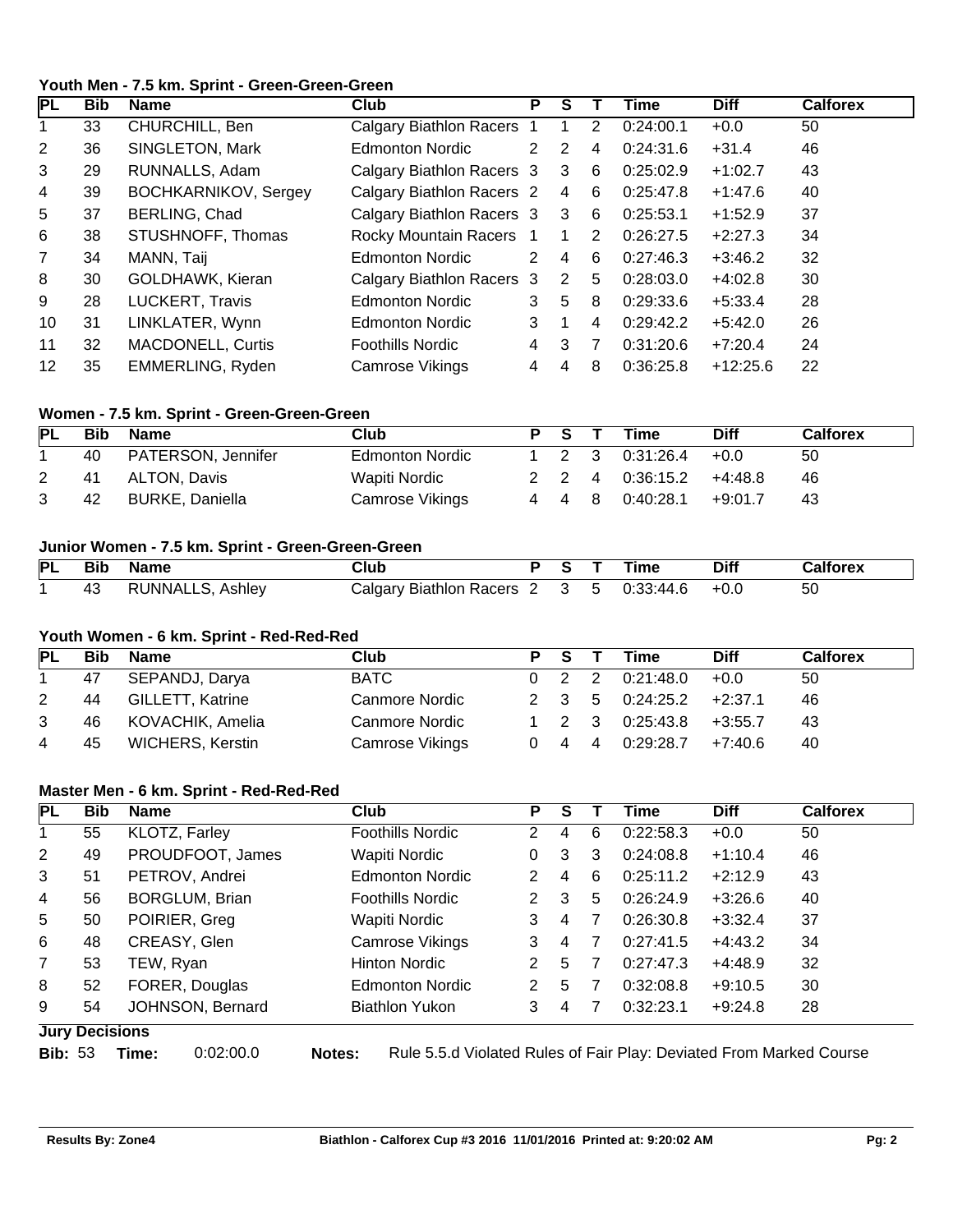### Youth Men - 7.5 km. Sprint - Green-Green-Green

| PL | Bib | Name | Club | P | S | T | Time | Diff | Calforex |
|---|---|---|---|---|---|---|---|---|---|
| 1 | 33 | CHURCHILL, Ben | Calgary Biathlon Racers | 1 | 1 | 2 | 0:24:00.1 | +0.0 | 50 |
| 2 | 36 | SINGLETON, Mark | Edmonton Nordic | 2 | 2 | 4 | 0:24:31.6 | +31.4 | 46 |
| 3 | 29 | RUNNALLS, Adam | Calgary Biathlon Racers | 3 | 3 | 6 | 0:25:02.9 | +1:02.7 | 43 |
| 4 | 39 | BOCHKARNIKOV, Sergey | Calgary Biathlon Racers | 2 | 4 | 6 | 0:25:47.8 | +1:47.6 | 40 |
| 5 | 37 | BERLING, Chad | Calgary Biathlon Racers | 3 | 3 | 6 | 0:25:53.1 | +1:52.9 | 37 |
| 6 | 38 | STUSHNOFF, Thomas | Rocky Mountain Racers | 1 | 1 | 2 | 0:26:27.5 | +2:27.3 | 34 |
| 7 | 34 | MANN, Taij | Edmonton Nordic | 2 | 4 | 6 | 0:27:46.3 | +3:46.2 | 32 |
| 8 | 30 | GOLDHAWK, Kieran | Calgary Biathlon Racers | 3 | 2 | 5 | 0:28:03.0 | +4:02.8 | 30 |
| 9 | 28 | LUCKERT, Travis | Edmonton Nordic | 3 | 5 | 8 | 0:29:33.6 | +5:33.4 | 28 |
| 10 | 31 | LINKLATER, Wynn | Edmonton Nordic | 3 | 1 | 4 | 0:29:42.2 | +5:42.0 | 26 |
| 11 | 32 | MACDONELL, Curtis | Foothills Nordic | 4 | 3 | 7 | 0:31:20.6 | +7:20.4 | 24 |
| 12 | 35 | EMMERLING, Ryden | Camrose Vikings | 4 | 4 | 8 | 0:36:25.8 | +12:25.6 | 22 |

### Women - 7.5 km. Sprint - Green-Green-Green

| PL | Bib | Name | Club | P | S | T | Time | Diff | Calforex |
|---|---|---|---|---|---|---|---|---|---|
| 1 | 40 | PATERSON, Jennifer | Edmonton Nordic | 1 | 2 | 3 | 0:31:26.4 | +0.0 | 50 |
| 2 | 41 | ALTON, Davis | Wapiti Nordic | 2 | 2 | 4 | 0:36:15.2 | +4:48.8 | 46 |
| 3 | 42 | BURKE, Daniella | Camrose Vikings | 4 | 4 | 8 | 0:40:28.1 | +9:01.7 | 43 |

### Junior Women - 7.5 km. Sprint - Green-Green-Green

| PL | Bib | Name | Club | P | S | T | Time | Diff | Calforex |
|---|---|---|---|---|---|---|---|---|---|
| 1 | 43 | RUNNALLS, Ashley | Calgary Biathlon Racers | 2 | 3 | 5 | 0:33:44.6 | +0.0 | 50 |

### Youth Women - 6 km. Sprint - Red-Red-Red

| PL | Bib | Name | Club | P | S | T | Time | Diff | Calforex |
|---|---|---|---|---|---|---|---|---|---|
| 1 | 47 | SEPANDJ, Darya | BATC | 0 | 2 | 2 | 0:21:48.0 | +0.0 | 50 |
| 2 | 44 | GILLETT, Katrine | Canmore Nordic | 2 | 3 | 5 | 0:24:25.2 | +2:37.1 | 46 |
| 3 | 46 | KOVACHIK, Amelia | Canmore Nordic | 1 | 2 | 3 | 0:25:43.8 | +3:55.7 | 43 |
| 4 | 45 | WICHERS, Kerstin | Camrose Vikings | 0 | 4 | 4 | 0:29:28.7 | +7:40.6 | 40 |

### Master Men - 6 km. Sprint - Red-Red-Red

| PL | Bib | Name | Club | P | S | T | Time | Diff | Calforex |
|---|---|---|---|---|---|---|---|---|---|
| 1 | 55 | KLOTZ, Farley | Foothills Nordic | 2 | 4 | 6 | 0:22:58.3 | +0.0 | 50 |
| 2 | 49 | PROUDFOOT, James | Wapiti Nordic | 0 | 3 | 3 | 0:24:08.8 | +1:10.4 | 46 |
| 3 | 51 | PETROV, Andrei | Edmonton Nordic | 2 | 4 | 6 | 0:25:11.2 | +2:12.9 | 43 |
| 4 | 56 | BORGLUM, Brian | Foothills Nordic | 2 | 3 | 5 | 0:26:24.9 | +3:26.6 | 40 |
| 5 | 50 | POIRIER, Greg | Wapiti Nordic | 3 | 4 | 7 | 0:26:30.8 | +3:32.4 | 37 |
| 6 | 48 | CREASY, Glen | Camrose Vikings | 3 | 4 | 7 | 0:27:41.5 | +4:43.2 | 34 |
| 7 | 53 | TEW, Ryan | Hinton Nordic | 2 | 5 | 7 | 0:27:47.3 | +4:48.9 | 32 |
| 8 | 52 | FORER, Douglas | Edmonton Nordic | 2 | 5 | 7 | 0:32:08.8 | +9:10.5 | 30 |
| 9 | 54 | JOHNSON, Bernard | Biathlon Yukon | 3 | 4 | 7 | 0:32:23.1 | +9:24.8 | 28 |

**Jury Decisions**

**Bib:** 53 **Time:** 0:02:00.0 **Notes:** Rule 5.5.d Violated Rules of Fair Play: Deviated From Marked Course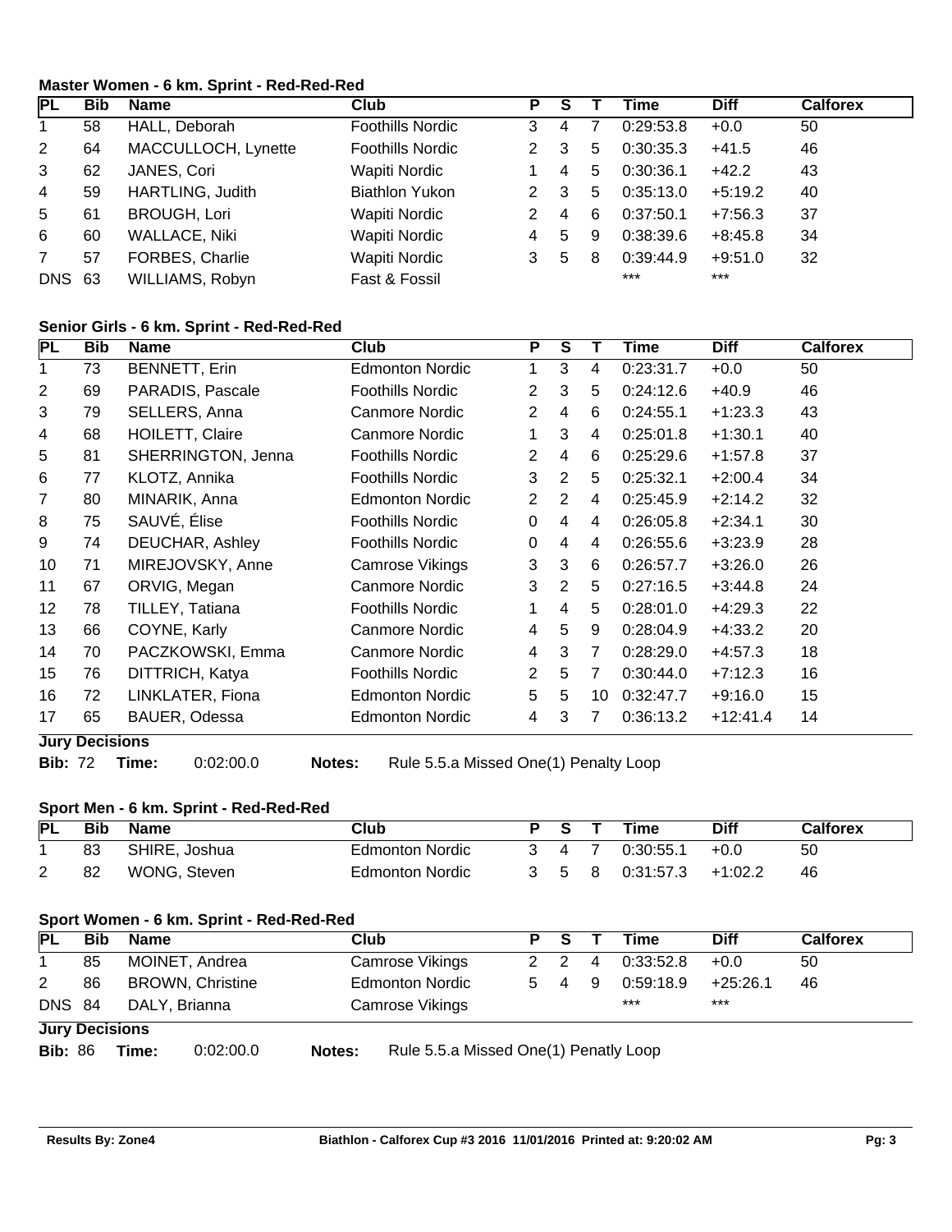### Master Women - 6 km. Sprint - Red-Red-Red

| PL | Bib | Name | Club | P | S | T | Time | Diff | Calforex |
|---|---|---|---|---|---|---|---|---|---|
| 1 | 58 | HALL, Deborah | Foothills Nordic | 3 | 4 | 7 | 0:29:53.8 | +0.0 | 50 |
| 2 | 64 | MACCULLOCH, Lynette | Foothills Nordic | 2 | 3 | 5 | 0:30:35.3 | +41.5 | 46 |
| 3 | 62 | JANES, Cori | Wapiti Nordic | 1 | 4 | 5 | 0:30:36.1 | +42.2 | 43 |
| 4 | 59 | HARTLING, Judith | Biathlon Yukon | 2 | 3 | 5 | 0:35:13.0 | +5:19.2 | 40 |
| 5 | 61 | BROUGH, Lori | Wapiti Nordic | 2 | 4 | 6 | 0:37:50.1 | +7:56.3 | 37 |
| 6 | 60 | WALLACE, Niki | Wapiti Nordic | 4 | 5 | 9 | 0:38:39.6 | +8:45.8 | 34 |
| 7 | 57 | FORBES, Charlie | Wapiti Nordic | 3 | 5 | 8 | 0:39:44.9 | +9:51.0 | 32 |
| DNS | 63 | WILLIAMS, Robyn | Fast & Fossil | | | | *** | *** | |

### Senior Girls - 6 km. Sprint - Red-Red-Red

| PL | Bib | Name | Club | P | S | T | Time | Diff | Calforex |
|---|---|---|---|---|---|---|---|---|---|
| 1 | 73 | BENNETT, Erin | Edmonton Nordic | 1 | 3 | 4 | 0:23:31.7 | +0.0 | 50 |
| 2 | 69 | PARADIS, Pascale | Foothills Nordic | 2 | 3 | 5 | 0:24:12.6 | +40.9 | 46 |
| 3 | 79 | SELLERS, Anna | Canmore Nordic | 2 | 4 | 6 | 0:24:55.1 | +1:23.3 | 43 |
| 4 | 68 | HOILETT, Claire | Canmore Nordic | 1 | 3 | 4 | 0:25:01.8 | +1:30.1 | 40 |
| 5 | 81 | SHERRINGTON, Jenna | Foothills Nordic | 2 | 4 | 6 | 0:25:29.6 | +1:57.8 | 37 |
| 6 | 77 | KLOTZ, Annika | Foothills Nordic | 3 | 2 | 5 | 0:25:32.1 | +2:00.4 | 34 |
| 7 | 80 | MINARIK, Anna | Edmonton Nordic | 2 | 2 | 4 | 0:25:45.9 | +2:14.2 | 32 |
| 8 | 75 | SAUVÉ, Élise | Foothills Nordic | 0 | 4 | 4 | 0:26:05.8 | +2:34.1 | 30 |
| 9 | 74 | DEUCHAR, Ashley | Foothills Nordic | 0 | 4 | 4 | 0:26:55.6 | +3:23.9 | 28 |
| 10 | 71 | MIREJOVSKY, Anne | Camrose Vikings | 3 | 3 | 6 | 0:26:57.7 | +3:26.0 | 26 |
| 11 | 67 | ORVIG, Megan | Canmore Nordic | 3 | 2 | 5 | 0:27:16.5 | +3:44.8 | 24 |
| 12 | 78 | TILLEY, Tatiana | Foothills Nordic | 1 | 4 | 5 | 0:28:01.0 | +4:29.3 | 22 |
| 13 | 66 | COYNE, Karly | Canmore Nordic | 4 | 5 | 9 | 0:28:04.9 | +4:33.2 | 20 |
| 14 | 70 | PACZKOWSKI, Emma | Canmore Nordic | 4 | 3 | 7 | 0:28:29.0 | +4:57.3 | 18 |
| 15 | 76 | DITTRICH, Katya | Foothills Nordic | 2 | 5 | 7 | 0:30:44.0 | +7:12.3 | 16 |
| 16 | 72 | LINKLATER, Fiona | Edmonton Nordic | 5 | 5 | 10 | 0:32:47.7 | +9:16.0 | 15 |
| 17 | 65 | BAUER, Odessa | Edmonton Nordic | 4 | 3 | 7 | 0:36:13.2 | +12:41.4 | 14 |

**Jury Decisions**

**Bib:** 72 **Time:** 0:02:00.0 **Notes:** Rule 5.5.a Missed One(1) Penalty Loop

### Sport Men - 6 km. Sprint - Red-Red-Red

| PL | Bib | Name | Club | P | S | T | Time | Diff | Calforex |
|---|---|---|---|---|---|---|---|---|---|
| 1 | 83 | SHIRE, Joshua | Edmonton Nordic | 3 | 4 | 7 | 0:30:55.1 | +0.0 | 50 |
| 2 | 82 | WONG, Steven | Edmonton Nordic | 3 | 5 | 8 | 0:31:57.3 | +1:02.2 | 46 |

### Sport Women - 6 km. Sprint - Red-Red-Red

| PL | Bib | Name | Club | P | S | T | Time | Diff | Calforex |
|---|---|---|---|---|---|---|---|---|---|
| 1 | 85 | MOINET, Andrea | Camrose Vikings | 2 | 2 | 4 | 0:33:52.8 | +0.0 | 50 |
| 2 | 86 | BROWN, Christine | Edmonton Nordic | 5 | 4 | 9 | 0:59:18.9 | +25:26.1 | 46 |
| DNS | 84 | DALY, Brianna | Camrose Vikings | | | | *** | *** | |

**Jury Decisions**

**Bib:** 86 **Time:** 0:02:00.0 **Notes:** Rule 5.5.a Missed One(1) Penalty Loop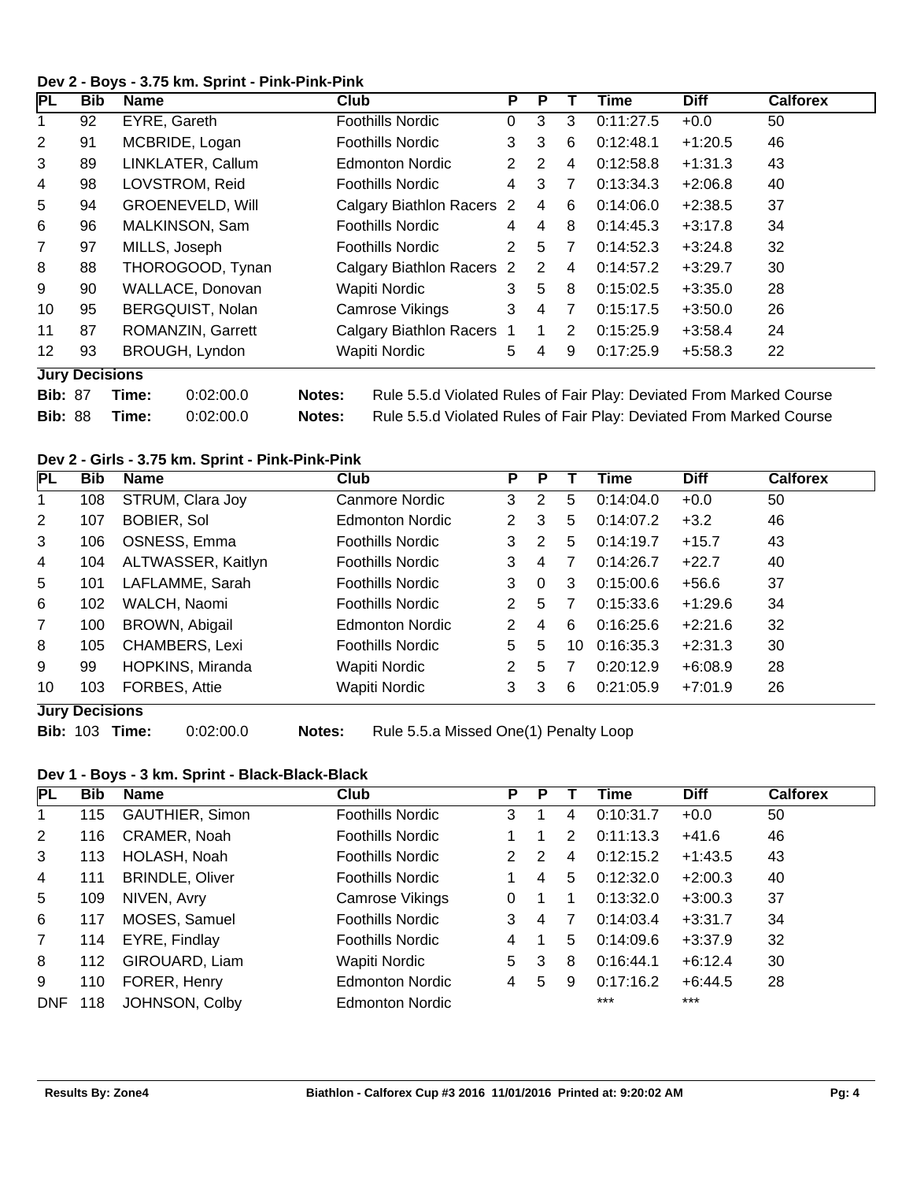### Dev 2 - Boys - 3.75 km. Sprint - Pink-Pink-Pink

| PL | Bib | Name | Club | P | P | T | Time | Diff | Calforex |
|---|---|---|---|---|---|---|---|---|---|
| 1 | 92 | EYRE, Gareth | Foothills Nordic | 0 | 3 | 3 | 0:11:27.5 | +0.0 | 50 |
| 2 | 91 | MCBRIDE, Logan | Foothills Nordic | 3 | 3 | 6 | 0:12:48.1 | +1:20.5 | 46 |
| 3 | 89 | LINKLATER, Callum | Edmonton Nordic | 2 | 2 | 4 | 0:12:58.8 | +1:31.3 | 43 |
| 4 | 98 | LOVSTROM, Reid | Foothills Nordic | 4 | 3 | 7 | 0:13:34.3 | +2:06.8 | 40 |
| 5 | 94 | GROENEVELD, Will | Calgary Biathlon Racers | 2 | 4 | 6 | 0:14:06.0 | +2:38.5 | 37 |
| 6 | 96 | MALKINSON, Sam | Foothills Nordic | 4 | 4 | 8 | 0:14:45.3 | +3:17.8 | 34 |
| 7 | 97 | MILLS, Joseph | Foothills Nordic | 2 | 5 | 7 | 0:14:52.3 | +3:24.8 | 32 |
| 8 | 88 | THOROGOOD, Tynan | Calgary Biathlon Racers | 2 | 2 | 4 | 0:14:57.2 | +3:29.7 | 30 |
| 9 | 90 | WALLACE, Donovan | Wapiti Nordic | 3 | 5 | 8 | 0:15:02.5 | +3:35.0 | 28 |
| 10 | 95 | BERGQUIST, Nolan | Camrose Vikings | 3 | 4 | 7 | 0:15:17.5 | +3:50.0 | 26 |
| 11 | 87 | ROMANZIN, Garrett | Calgary Biathlon Racers | 1 | 1 | 2 | 0:15:25.9 | +3:58.4 | 24 |
| 12 | 93 | BROUGH, Lyndon | Wapiti Nordic | 5 | 4 | 9 | 0:17:25.9 | +5:58.3 | 22 |

**Jury Decisions**

| Bib | Time | Notes |
|---|---|---|
| 87 | 0:02:00.0 | Rule 5.5.d Violated Rules of Fair Play: Deviated From Marked Course |
| 88 | 0:02:00.0 | Rule 5.5.d Violated Rules of Fair Play: Deviated From Marked Course |

### Dev 2 - Girls - 3.75 km. Sprint - Pink-Pink-Pink

| PL | Bib | Name | Club | P | P | T | Time | Diff | Calforex |
|---|---|---|---|---|---|---|---|---|---|
| 1 | 108 | STRUM, Clara Joy | Canmore Nordic | 3 | 2 | 5 | 0:14:04.0 | +0.0 | 50 |
| 2 | 107 | BOBIER, Sol | Edmonton Nordic | 2 | 3 | 5 | 0:14:07.2 | +3.2 | 46 |
| 3 | 106 | OSNESS, Emma | Foothills Nordic | 3 | 2 | 5 | 0:14:19.7 | +15.7 | 43 |
| 4 | 104 | ALTWASSER, Kaitlyn | Foothills Nordic | 3 | 4 | 7 | 0:14:26.7 | +22.7 | 40 |
| 5 | 101 | LAFLAMME, Sarah | Foothills Nordic | 3 | 0 | 3 | 0:15:00.6 | +56.6 | 37 |
| 6 | 102 | WALCH, Naomi | Foothills Nordic | 2 | 5 | 7 | 0:15:33.6 | +1:29.6 | 34 |
| 7 | 100 | BROWN, Abigail | Edmonton Nordic | 2 | 4 | 6 | 0:16:25.6 | +2:21.6 | 32 |
| 8 | 105 | CHAMBERS, Lexi | Foothills Nordic | 5 | 5 | 10 | 0:16:35.3 | +2:31.3 | 30 |
| 9 | 99 | HOPKINS, Miranda | Wapiti Nordic | 2 | 5 | 7 | 0:20:12.9 | +6:08.9 | 28 |
| 10 | 103 | FORBES, Attie | Wapiti Nordic | 3 | 3 | 6 | 0:21:05.9 | +7:01.9 | 26 |

**Jury Decisions**

| Bib | Time | Notes |
|---|---|---|
| 103 | 0:02:00.0 | Rule 5.5.a Missed One(1) Penalty Loop |

### Dev 1 - Boys - 3 km. Sprint - Black-Black-Black

| PL | Bib | Name | Club | P | P | T | Time | Diff | Calforex |
|---|---|---|---|---|---|---|---|---|---|
| 1 | 115 | GAUTHIER, Simon | Foothills Nordic | 3 | 1 | 4 | 0:10:31.7 | +0.0 | 50 |
| 2 | 116 | CRAMER, Noah | Foothills Nordic | 1 | 1 | 2 | 0:11:13.3 | +41.6 | 46 |
| 3 | 113 | HOLASH, Noah | Foothills Nordic | 2 | 2 | 4 | 0:12:15.2 | +1:43.5 | 43 |
| 4 | 111 | BRINDLE, Oliver | Foothills Nordic | 1 | 4 | 5 | 0:12:32.0 | +2:00.3 | 40 |
| 5 | 109 | NIVEN, Avry | Camrose Vikings | 0 | 1 | 1 | 0:13:32.0 | +3:00.3 | 37 |
| 6 | 117 | MOSES, Samuel | Foothills Nordic | 3 | 4 | 7 | 0:14:03.4 | +3:31.7 | 34 |
| 7 | 114 | EYRE, Findlay | Foothills Nordic | 4 | 1 | 5 | 0:14:09.6 | +3:37.9 | 32 |
| 8 | 112 | GIROUARD, Liam | Wapiti Nordic | 5 | 3 | 8 | 0:16:44.1 | +6:12.4 | 30 |
| 9 | 110 | FORER, Henry | Edmonton Nordic | 4 | 5 | 9 | 0:17:16.2 | +6:44.5 | 28 |
| DNF | 118 | JOHNSON, Colby | Edmonton Nordic | | | | *** | *** | |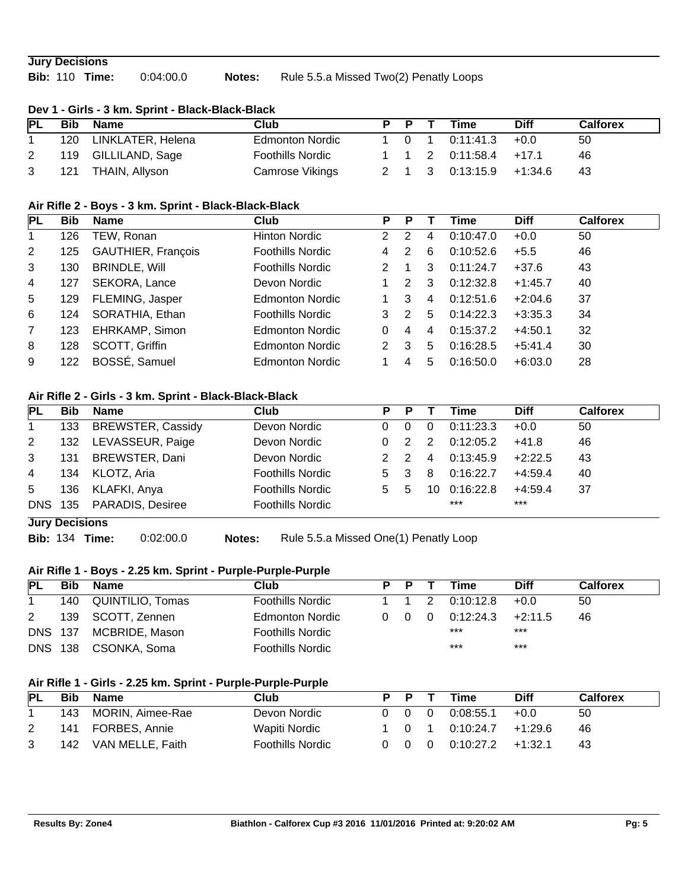**Jury Decisions**

**Bib:** 110 **Time:** 0:04:00.0 **Notes:** Rule 5.5.a Missed Two(2) Penalty Loops

### Dev 1 - Girls - 3 km. Sprint - Black-Black-Black

| PL | Bib | Name | Club | P | P | T | Time | Diff | Calforex |
|---|---|---|---|---|---|---|---|---|---|
| 1 | 120 | LINKLATER, Helena | Edmonton Nordic | 1 | 0 | 1 | 0:11:41.3 | +0.0 | 50 |
| 2 | 119 | GILLILAND, Sage | Foothills Nordic | 1 | 1 | 2 | 0:11:58.4 | +17.1 | 46 |
| 3 | 121 | THAIN, Allyson | Camrose Vikings | 2 | 1 | 3 | 0:13:15.9 | +1:34.6 | 43 |

### Air Rifle 2 - Boys - 3 km. Sprint - Black-Black-Black

| PL | Bib | Name | Club | P | P | T | Time | Diff | Calforex |
|---|---|---|---|---|---|---|---|---|---|
| 1 | 126 | TEW, Ronan | Hinton Nordic | 2 | 2 | 4 | 0:10:47.0 | +0.0 | 50 |
| 2 | 125 | GAUTHIER, François | Foothills Nordic | 4 | 2 | 6 | 0:10:52.6 | +5.5 | 46 |
| 3 | 130 | BRINDLE, Will | Foothills Nordic | 2 | 1 | 3 | 0:11:24.7 | +37.6 | 43 |
| 4 | 127 | SEKORA, Lance | Devon Nordic | 1 | 2 | 3 | 0:12:32.8 | +1:45.7 | 40 |
| 5 | 129 | FLEMING, Jasper | Edmonton Nordic | 1 | 3 | 4 | 0:12:51.6 | +2:04.6 | 37 |
| 6 | 124 | SORATHIA, Ethan | Foothills Nordic | 3 | 2 | 5 | 0:14:22.3 | +3:35.3 | 34 |
| 7 | 123 | EHRKAMP, Simon | Edmonton Nordic | 0 | 4 | 4 | 0:15:37.2 | +4:50.1 | 32 |
| 8 | 128 | SCOTT, Griffin | Edmonton Nordic | 2 | 3 | 5 | 0:16:28.5 | +5:41.4 | 30 |
| 9 | 122 | BOSSÉ, Samuel | Edmonton Nordic | 1 | 4 | 5 | 0:16:50.0 | +6:03.0 | 28 |

### Air Rifle 2 - Girls - 3 km. Sprint - Black-Black-Black

| PL | Bib | Name | Club | P | P | T | Time | Diff | Calforex |
|---|---|---|---|---|---|---|---|---|---|
| 1 | 133 | BREWSTER, Cassidy | Devon Nordic | 0 | 0 | 0 | 0:11:23.3 | +0.0 | 50 |
| 2 | 132 | LEVASSEUR, Paige | Devon Nordic | 0 | 2 | 2 | 0:12:05.2 | +41.8 | 46 |
| 3 | 131 | BREWSTER, Dani | Devon Nordic | 2 | 2 | 4 | 0:13:45.9 | +2:22.5 | 43 |
| 4 | 134 | KLOTZ, Aria | Foothills Nordic | 5 | 3 | 8 | 0:16:22.7 | +4:59.4 | 40 |
| 5 | 136 | KLAFKI, Anya | Foothills Nordic | 5 | 5 | 10 | 0:16:22.8 | +4:59.4 | 37 |
| DNS | 135 | PARADIS, Desiree | Foothills Nordic | | | | *** | *** | |

**Jury Decisions**

**Bib:** 134 **Time:** 0:02:00.0 **Notes:** Rule 5.5.a Missed One(1) Penalty Loop

### Air Rifle 1 - Boys - 2.25 km. Sprint - Purple-Purple-Purple

| PL | Bib | Name | Club | P | P | T | Time | Diff | Calforex |
|---|---|---|---|---|---|---|---|---|---|
| 1 | 140 | QUINTILIO, Tomas | Foothills Nordic | 1 | 1 | 2 | 0:10:12.8 | +0.0 | 50 |
| 2 | 139 | SCOTT, Zennen | Edmonton Nordic | 0 | 0 | 0 | 0:12:24.3 | +2:11.5 | 46 |
| DNS | 137 | MCBRIDE, Mason | Foothills Nordic | | | | *** | *** | |
| DNS | 138 | CSONKA, Soma | Foothills Nordic | | | | *** | *** | |

### Air Rifle 1 - Girls - 2.25 km. Sprint - Purple-Purple-Purple

| PL | Bib | Name | Club | P | P | T | Time | Diff | Calforex |
|---|---|---|---|---|---|---|---|---|---|
| 1 | 143 | MORIN, Aimee-Rae | Devon Nordic | 0 | 0 | 0 | 0:08:55.1 | +0.0 | 50 |
| 2 | 141 | FORBES, Annie | Wapiti Nordic | 1 | 0 | 1 | 0:10:24.7 | +1:29.6 | 46 |
| 3 | 142 | VAN MELLE, Faith | Foothills Nordic | 0 | 0 | 0 | 0:10:27.2 | +1:32.1 | 43 |